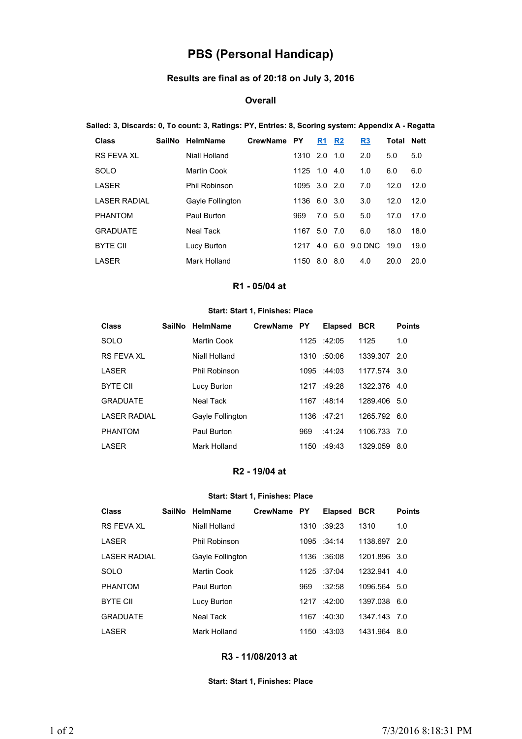# PBS (Personal Handicap)

### Results are final as of 20:18 on July 3, 2016

### Overall

**Sailed: 3, Discards: 0, To count: 3, Ratings: PY, Entries: 8, Scoring system: Appendix A - Regatta**

| Class | SailNo | HelmName | CrewName | PY | R1 | R2 | R3 | Total | Nett |
|---|---|---|---|---|---|---|---|---|---|
| RS FEVA XL | | Niall Holland | | 1310 | 2.0 | 1.0 | 2.0 | 5.0 | 5.0 |
| SOLO | | Martin Cook | | 1125 | 1.0 | 4.0 | 1.0 | 6.0 | 6.0 |
| LASER | | Phil Robinson | | 1095 | 3.0 | 2.0 | 7.0 | 12.0 | 12.0 |
| LASER RADIAL | | Gayle Follington | | 1136 | 6.0 | 3.0 | 3.0 | 12.0 | 12.0 |
| PHANTOM | | Paul Burton | | 969 | 7.0 | 5.0 | 5.0 | 17.0 | 17.0 |
| GRADUATE | | Neal Tack | | 1167 | 5.0 | 7.0 | 6.0 | 18.0 | 18.0 |
| BYTE CII | | Lucy Burton | | 1217 | 4.0 | 6.0 | 9.0 DNC | 19.0 | 19.0 |
| LASER | | Mark Holland | | 1150 | 8.0 | 8.0 | 4.0 | 20.0 | 20.0 |

### R1 - 05/04 at

**Start: Start 1, Finishes: Place**

| Class | SailNo | HelmName | CrewName | PY | Elapsed | BCR | Points |
|---|---|---|---|---|---|---|---|
| SOLO | | Martin Cook | | 1125 | :42:05 | 1125 | 1.0 |
| RS FEVA XL | | Niall Holland | | 1310 | :50:06 | 1339.307 | 2.0 |
| LASER | | Phil Robinson | | 1095 | :44:03 | 1177.574 | 3.0 |
| BYTE CII | | Lucy Burton | | 1217 | :49:28 | 1322.376 | 4.0 |
| GRADUATE | | Neal Tack | | 1167 | :48:14 | 1289.406 | 5.0 |
| LASER RADIAL | | Gayle Follington | | 1136 | :47:21 | 1265.792 | 6.0 |
| PHANTOM | | Paul Burton | | 969 | :41:24 | 1106.733 | 7.0 |
| LASER | | Mark Holland | | 1150 | :49:43 | 1329.059 | 8.0 |

### R2 - 19/04 at

**Start: Start 1, Finishes: Place**

| Class | SailNo | HelmName | CrewName | PY | Elapsed | BCR | Points |
|---|---|---|---|---|---|---|---|
| RS FEVA XL | | Niall Holland | | 1310 | :39:23 | 1310 | 1.0 |
| LASER | | Phil Robinson | | 1095 | :34:14 | 1138.697 | 2.0 |
| LASER RADIAL | | Gayle Follington | | 1136 | :36:08 | 1201.896 | 3.0 |
| SOLO | | Martin Cook | | 1125 | :37:04 | 1232.941 | 4.0 |
| PHANTOM | | Paul Burton | | 969 | :32:58 | 1096.564 | 5.0 |
| BYTE CII | | Lucy Burton | | 1217 | :42:00 | 1397.038 | 6.0 |
| GRADUATE | | Neal Tack | | 1167 | :40:30 | 1347.143 | 7.0 |
| LASER | | Mark Holland | | 1150 | :43:03 | 1431.964 | 8.0 |

### R3 - 11/08/2013 at

**Start: Start 1, Finishes: Place**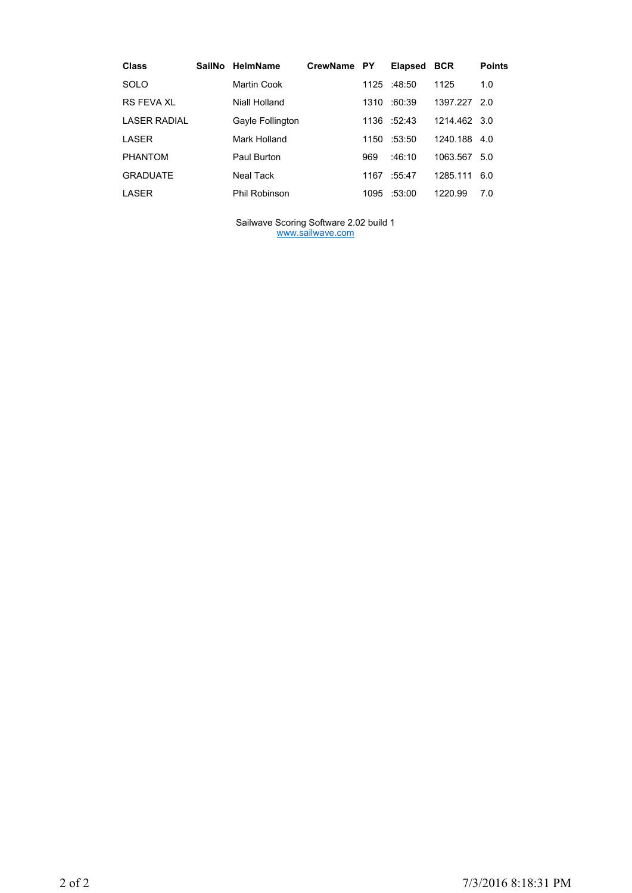| Class | SailNo | HelmName | CrewName | PY | Elapsed | BCR | Points |
|---|---|---|---|---|---|---|---|
| SOLO | | Martin Cook | | 1125 | :48:50 | 1125 | 1.0 |
| RS FEVA XL | | Niall Holland | | 1310 | :60:39 | 1397.227 | 2.0 |
| LASER RADIAL | | Gayle Follington | | 1136 | :52:43 | 1214.462 | 3.0 |
| LASER | | Mark Holland | | 1150 | :53:50 | 1240.188 | 4.0 |
| PHANTOM | | Paul Burton | | 969 | :46:10 | 1063.567 | 5.0 |
| GRADUATE | | Neal Tack | | 1167 | :55:47 | 1285.111 | 6.0 |
| LASER | | Phil Robinson | | 1095 | :53:00 | 1220.99 | 7.0 |

Sailwave Scoring Software 2.02 build 1
www.sailwave.com